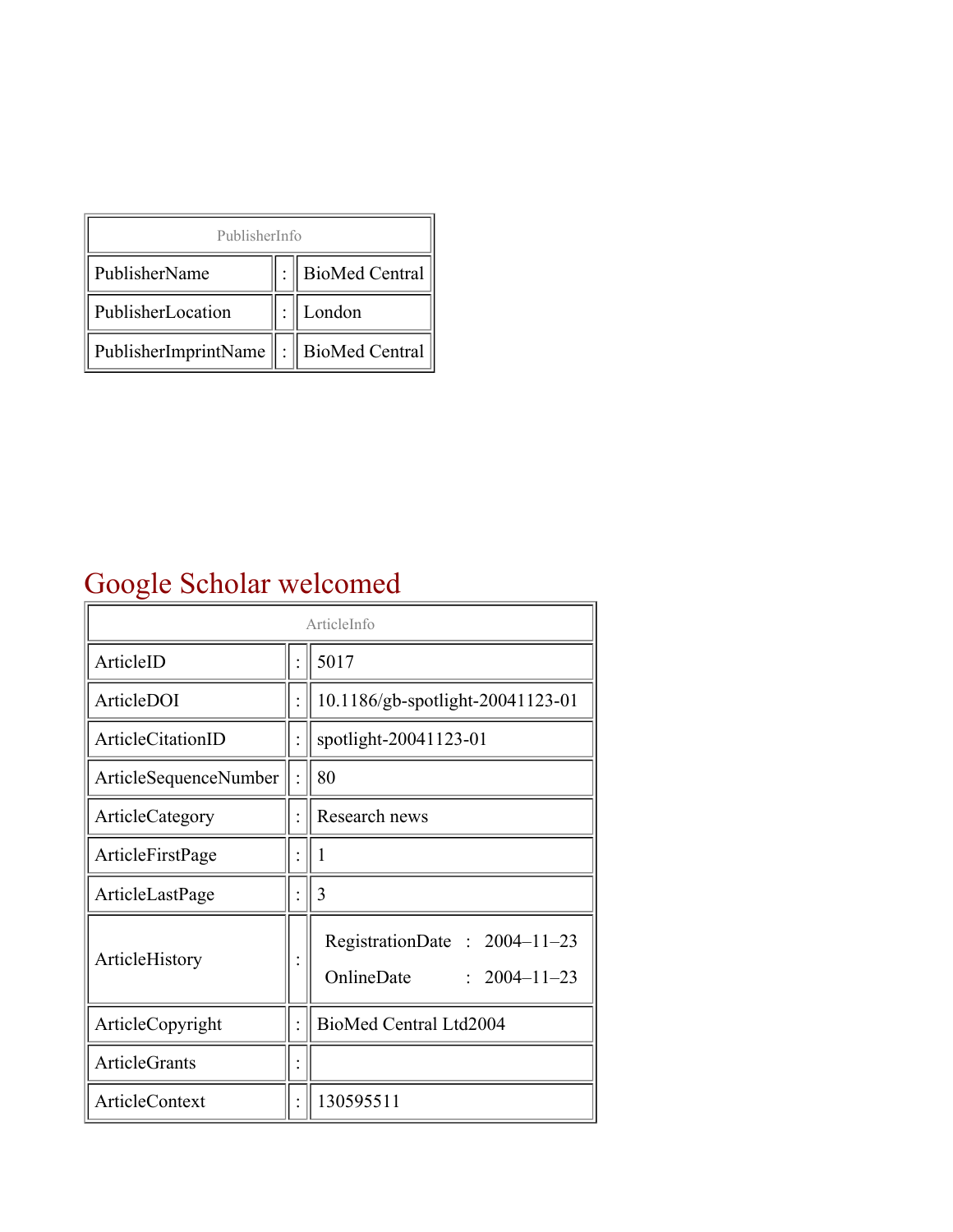| PublisherInfo | | |
|---|---|---|
| PublisherName | : | BioMed Central |
| PublisherLocation | : | London |
| PublisherImprintName | : | BioMed Central |

# Google Scholar welcomed

| ArticleInfo | | |
|---|---|---|
| ArticleID | : | 5017 |
| ArticleDOI | : | 10.1186/gb-spotlight-20041123-01 |
| ArticleCitationID | : | spotlight-20041123-01 |
| ArticleSequenceNumber | : | 80 |
| ArticleCategory | : | Research news |
| ArticleFirstPage | : | 1 |
| ArticleLastPage | : | 3 |
| ArticleHistory | : | RegistrationDate : 2004–11–23<br>OnlineDate : 2004–11–23 |
| ArticleCopyright | : | BioMed Central Ltd2004 |
| ArticleGrants | : | |
| ArticleContext | : | 130595511 |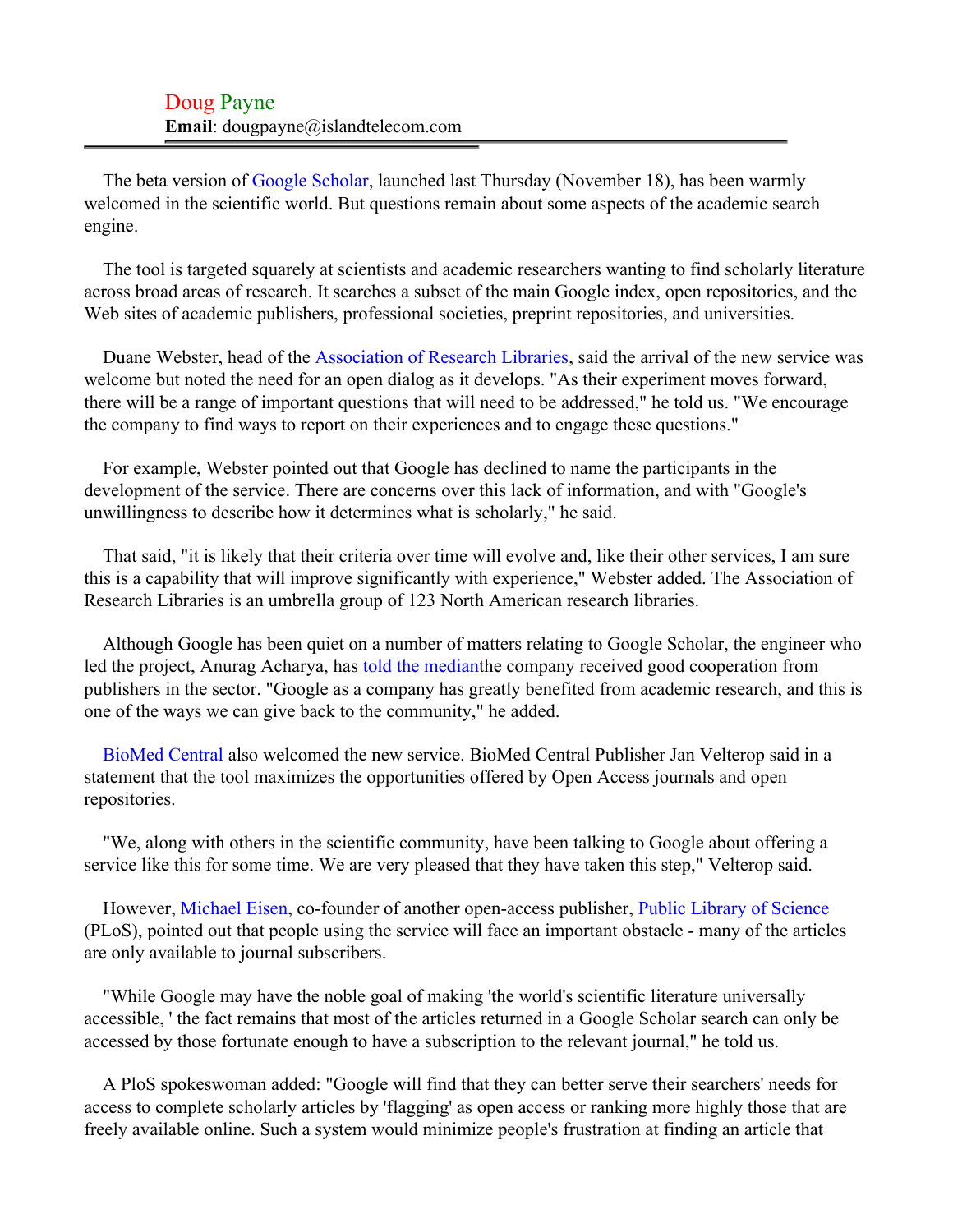Doug Payne
**Email**: dougpayne@islandtelecom.com

---

The beta version of Google Scholar, launched last Thursday (November 18), has been warmly welcomed in the scientific world. But questions remain about some aspects of the academic search engine.

The tool is targeted squarely at scientists and academic researchers wanting to find scholarly literature across broad areas of research. It searches a subset of the main Google index, open repositories, and the Web sites of academic publishers, professional societies, preprint repositories, and universities.

Duane Webster, head of the Association of Research Libraries, said the arrival of the new service was welcome but noted the need for an open dialog as it develops. "As their experiment moves forward, there will be a range of important questions that will need to be addressed," he told us. "We encourage the company to find ways to report on their experiences and to engage these questions."

For example, Webster pointed out that Google has declined to name the participants in the development of the service. There are concerns over this lack of information, and with "Google's unwillingness to describe how it determines what is scholarly," he said.

That said, "it is likely that their criteria over time will evolve and, like their other services, I am sure this is a capability that will improve significantly with experience," Webster added. The Association of Research Libraries is an umbrella group of 123 North American research libraries.

Although Google has been quiet on a number of matters relating to Google Scholar, the engineer who led the project, Anurag Acharya, has told the medianthe company received good cooperation from publishers in the sector. "Google as a company has greatly benefited from academic research, and this is one of the ways we can give back to the community," he added.

BioMed Central also welcomed the new service. BioMed Central Publisher Jan Velterop said in a statement that the tool maximizes the opportunities offered by Open Access journals and open repositories.

"We, along with others in the scientific community, have been talking to Google about offering a service like this for some time. We are very pleased that they have taken this step," Velterop said.

However, Michael Eisen, co-founder of another open-access publisher, Public Library of Science (PLoS), pointed out that people using the service will face an important obstacle - many of the articles are only available to journal subscribers.

"While Google may have the noble goal of making 'the world's scientific literature universally accessible, ' the fact remains that most of the articles returned in a Google Scholar search can only be accessed by those fortunate enough to have a subscription to the relevant journal," he told us.

A PloS spokeswoman added: "Google will find that they can better serve their searchers' needs for access to complete scholarly articles by 'flagging' as open access or ranking more highly those that are freely available online. Such a system would minimize people's frustration at finding an article that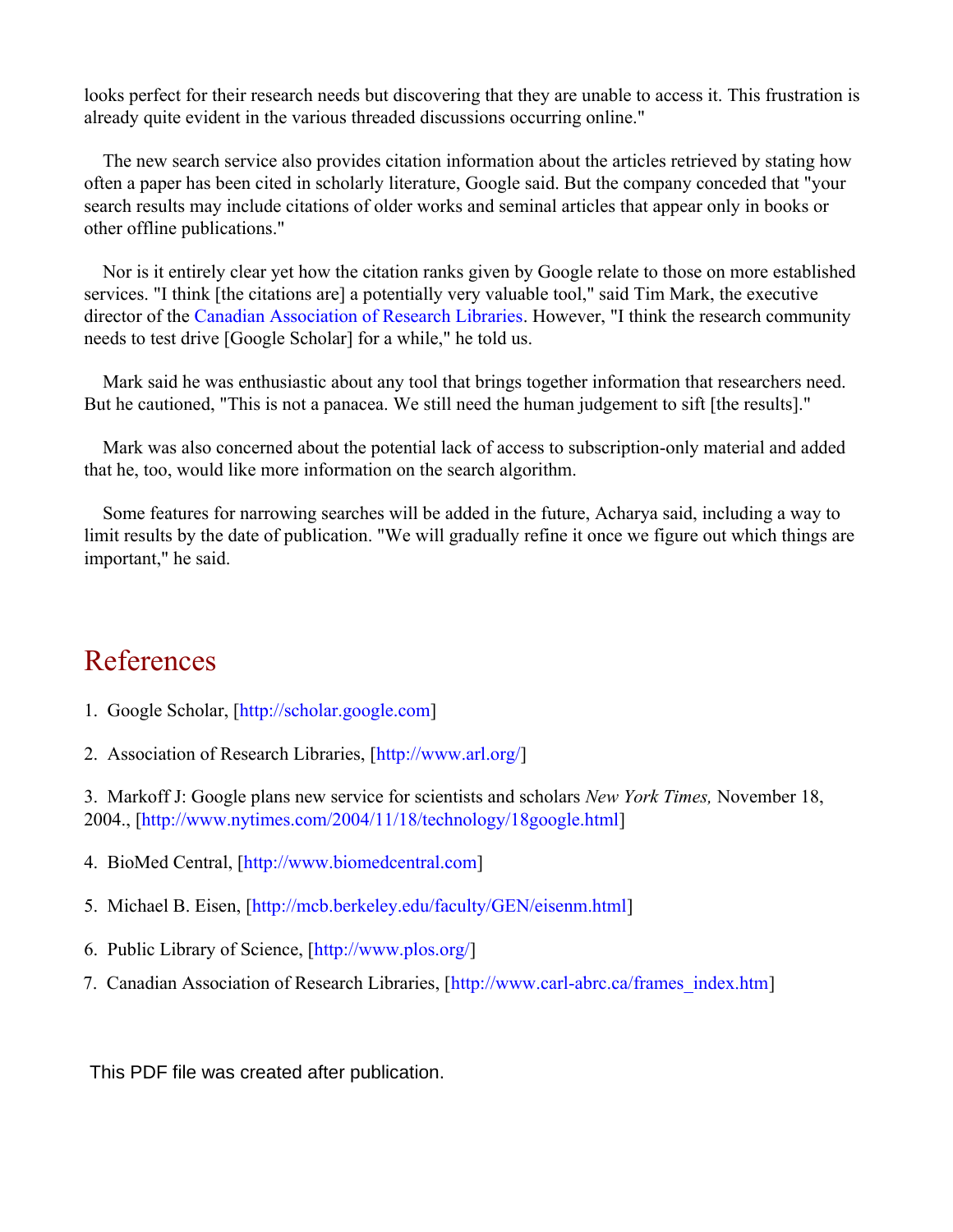looks perfect for their research needs but discovering that they are unable to access it. This frustration is already quite evident in the various threaded discussions occurring online."

The new search service also provides citation information about the articles retrieved by stating how often a paper has been cited in scholarly literature, Google said. But the company conceded that "your search results may include citations of older works and seminal articles that appear only in books or other offline publications."

Nor is it entirely clear yet how the citation ranks given by Google relate to those on more established services. "I think [the citations are] a potentially very valuable tool," said Tim Mark, the executive director of the Canadian Association of Research Libraries. However, "I think the research community needs to test drive [Google Scholar] for a while," he told us.

Mark said he was enthusiastic about any tool that brings together information that researchers need. But he cautioned, "This is not a panacea. We still need the human judgement to sift [the results]."

Mark was also concerned about the potential lack of access to subscription-only material and added that he, too, would like more information on the search algorithm.

Some features for narrowing searches will be added in the future, Acharya said, including a way to limit results by the date of publication. "We will gradually refine it once we figure out which things are important," he said.

## References

1. Google Scholar, [http://scholar.google.com]

2. Association of Research Libraries, [http://www.arl.org/]

3. Markoff J: Google plans new service for scientists and scholars *New York Times,* November 18, 2004., [http://www.nytimes.com/2004/11/18/technology/18google.html]

4. BioMed Central, [http://www.biomedcentral.com]

5. Michael B. Eisen, [http://mcb.berkeley.edu/faculty/GEN/eisenm.html]

6. Public Library of Science, [http://www.plos.org/]

7. Canadian Association of Research Libraries, [http://www.carl-abrc.ca/frames_index.htm]

This PDF file was created after publication.